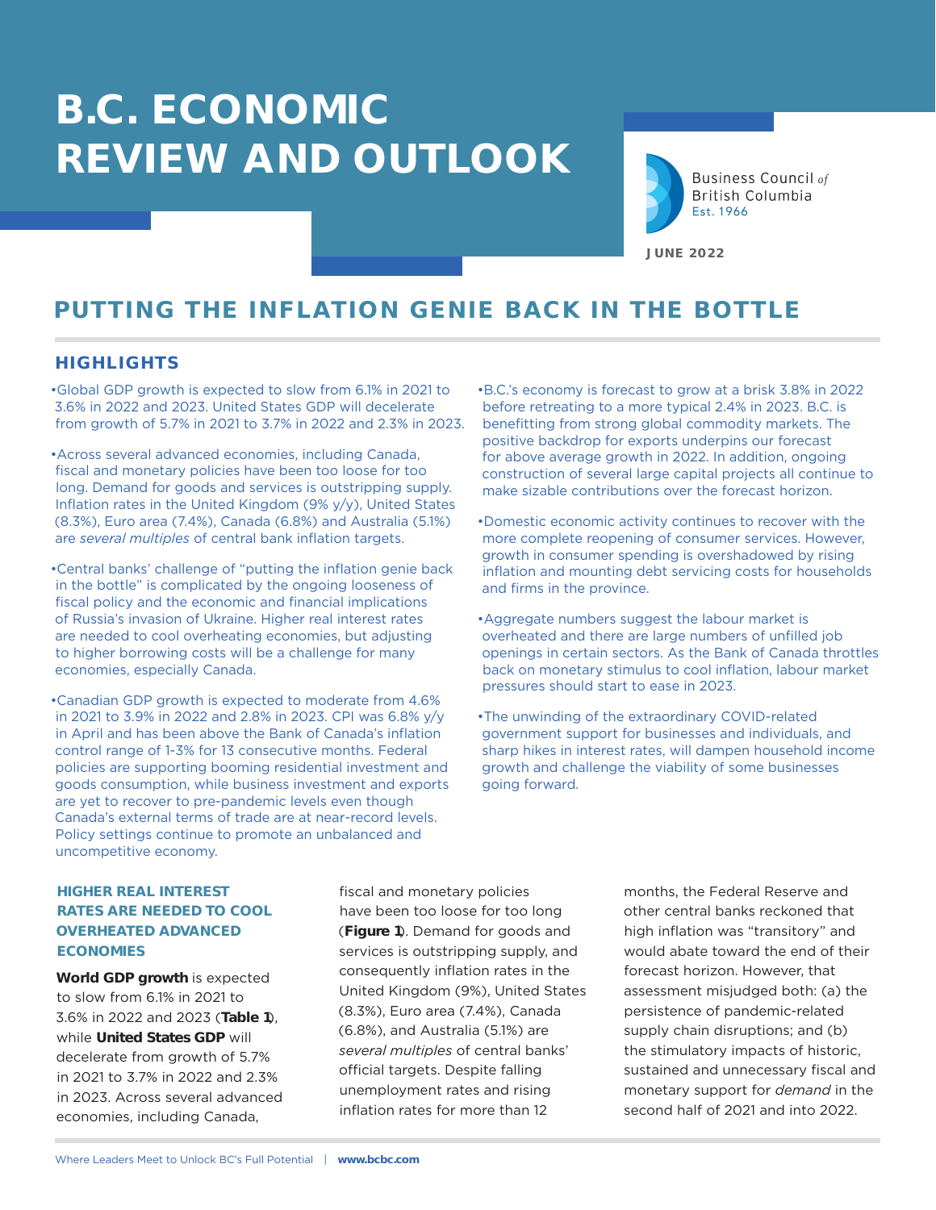# B.C. ECONOMIC REVIEW AND OUTLOOK

Business Council of British Columbia
Est. 1966

JUNE 2022

## PUTTING THE INFLATION GENIE BACK IN THE BOTTLE

### HIGHLIGHTS

- Global GDP growth is expected to slow from 6.1% in 2021 to 3.6% in 2022 and 2023. United States GDP will decelerate from growth of 5.7% in 2021 to 3.7% in 2022 and 2.3% in 2023.
- Across several advanced economies, including Canada, fiscal and monetary policies have been too loose for too long. Demand for goods and services is outstripping supply. Inflation rates in the United Kingdom (9% y/y), United States (8.3%), Euro area (7.4%), Canada (6.8%) and Australia (5.1%) are *several multiples* of central bank inflation targets.
- Central banks' challenge of "putting the inflation genie back in the bottle" is complicated by the ongoing looseness of fiscal policy and the economic and financial implications of Russia's invasion of Ukraine. Higher real interest rates are needed to cool overheating economies, but adjusting to higher borrowing costs will be a challenge for many economies, especially Canada.
- Canadian GDP growth is expected to moderate from 4.6% in 2021 to 3.9% in 2022 and 2.8% in 2023. CPI was 6.8% y/y in April and has been above the Bank of Canada's inflation control range of 1-3% for 13 consecutive months. Federal policies are supporting booming residential investment and goods consumption, while business investment and exports are yet to recover to pre-pandemic levels even though Canada's external terms of trade are at near-record levels. Policy settings continue to promote an unbalanced and uncompetitive economy.
- B.C.'s economy is forecast to grow at a brisk 3.8% in 2022 before retreating to a more typical 2.4% in 2023. B.C. is benefitting from strong global commodity markets. The positive backdrop for exports underpins our forecast for above average growth in 2022. In addition, ongoing construction of several large capital projects all continue to make sizable contributions over the forecast horizon.
- Domestic economic activity continues to recover with the more complete reopening of consumer services. However, growth in consumer spending is overshadowed by rising inflation and mounting debt servicing costs for households and firms in the province.
- Aggregate numbers suggest the labour market is overheated and there are large numbers of unfilled job openings in certain sectors. As the Bank of Canada throttles back on monetary stimulus to cool inflation, labour market pressures should start to ease in 2023.
- The unwinding of the extraordinary COVID-related government support for businesses and individuals, and sharp hikes in interest rates, will dampen household income growth and challenge the viability of some businesses going forward.

### HIGHER REAL INTEREST RATES ARE NEEDED TO COOL OVERHEATED ADVANCED ECONOMIES

**World GDP growth** is expected to slow from 6.1% in 2021 to 3.6% in 2022 and 2023 (**Table 1**), while **United States GDP** will decelerate from growth of 5.7% in 2021 to 3.7% in 2022 and 2.3% in 2023. Across several advanced economies, including Canada, fiscal and monetary policies have been too loose for too long (**Figure 1**). Demand for goods and services is outstripping supply, and consequently inflation rates in the United Kingdom (9%), United States (8.3%), Euro area (7.4%), Canada (6.8%), and Australia (5.1%) are *several multiples* of central banks' official targets. Despite falling unemployment rates and rising inflation rates for more than 12 months, the Federal Reserve and other central banks reckoned that high inflation was "transitory" and would abate toward the end of their forecast horizon. However, that assessment misjudged both: (a) the persistence of pandemic-related supply chain disruptions; and (b) the stimulatory impacts of historic, sustained and unnecessary fiscal and monetary support for *demand* in the second half of 2021 and into 2022.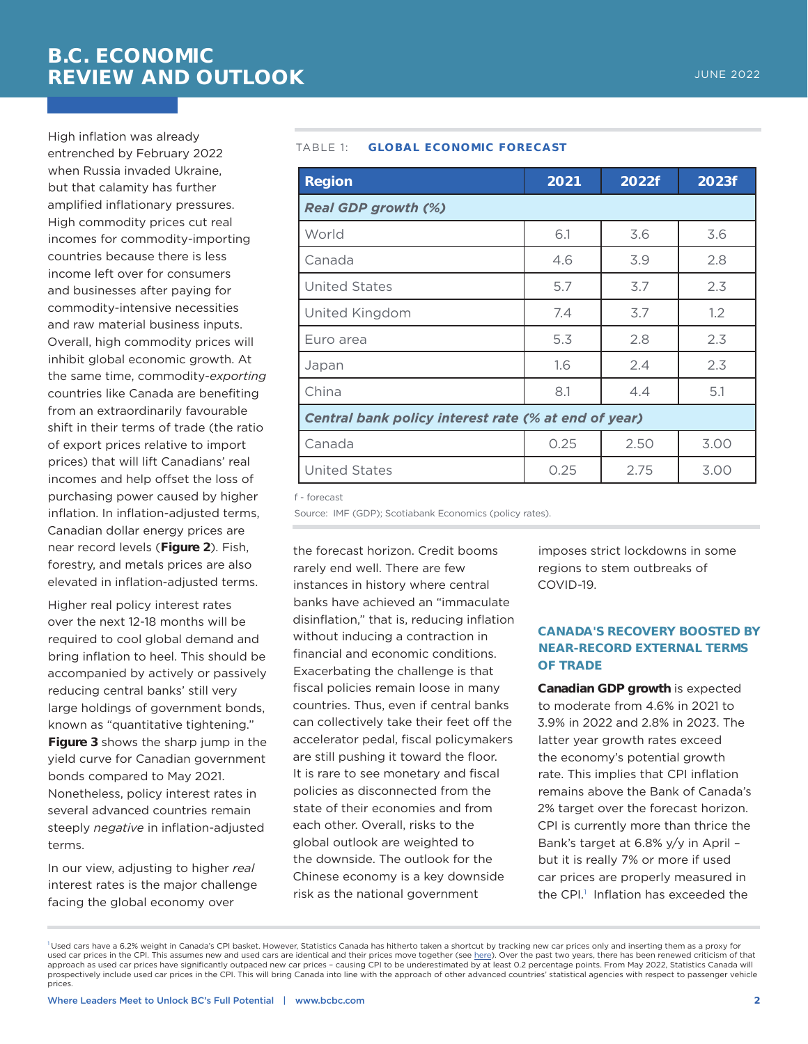High inflation was already entrenched by February 2022 when Russia invaded Ukraine, but that calamity has further amplified inflationary pressures. High commodity prices cut real incomes for commodity-importing countries because there is less income left over for consumers and businesses after paying for commodity-intensive necessities and raw material business inputs. Overall, high commodity prices will inhibit global economic growth. At the same time, commodity-*exporting* countries like Canada are benefiting from an extraordinarily favourable shift in their terms of trade (the ratio of export prices relative to import prices) that will lift Canadians' real incomes and help offset the loss of purchasing power caused by higher inflation. In inflation-adjusted terms, Canadian dollar energy prices are near record levels (**Figure 2**). Fish, forestry, and metals prices are also elevated in inflation-adjusted terms.

Higher real policy interest rates over the next 12-18 months will be required to cool global demand and bring inflation to heel. This should be accompanied by actively or passively reducing central banks' still very large holdings of government bonds, known as "quantitative tightening." **Figure 3** shows the sharp jump in the yield curve for Canadian government bonds compared to May 2021. Nonetheless, policy interest rates in several advanced countries remain steeply *negative* in inflation-adjusted terms.

In our view, adjusting to higher *real* interest rates is the major challenge facing the global economy over the forecast horizon. Credit booms rarely end well. There are few instances in history where central banks have achieved an "immaculate disinflation," that is, reducing inflation without inducing a contraction in financial and economic conditions. Exacerbating the challenge is that fiscal policies remain loose in many countries. Thus, even if central banks can collectively take their feet off the accelerator pedal, fiscal policymakers are still pushing it toward the floor. It is rare to see monetary and fiscal policies as disconnected from the state of their economies and from each other. Overall, risks to the global outlook are weighted to the downside. The outlook for the Chinese economy is a key downside risk as the national government imposes strict lockdowns in some regions to stem outbreaks of COVID-19.

TABLE 1: **GLOBAL ECONOMIC FORECAST**

| Region | 2021 | 2022f | 2023f |
|---|---|---|---|
| ***Real GDP growth (%)*** | | | |
| World | 6.1 | 3.6 | 3.6 |
| Canada | 4.6 | 3.9 | 2.8 |
| United States | 5.7 | 3.7 | 2.3 |
| United Kingdom | 7.4 | 3.7 | 1.2 |
| Euro area | 5.3 | 2.8 | 2.3 |
| Japan | 1.6 | 2.4 | 2.3 |
| China | 8.1 | 4.4 | 5.1 |
| ***Central bank policy interest rate (% at end of year)*** | | | |
| Canada | 0.25 | 2.50 | 3.00 |
| United States | 0.25 | 2.75 | 3.00 |

f - forecast

Source: IMF (GDP); Scotiabank Economics (policy rates).

## CANADA'S RECOVERY BOOSTED BY NEAR-RECORD EXTERNAL TERMS OF TRADE

**Canadian GDP growth** is expected to moderate from 4.6% in 2021 to 3.9% in 2022 and 2.8% in 2023. The latter year growth rates exceed the economy's potential growth rate. This implies that CPI inflation remains above the Bank of Canada's 2% target over the forecast horizon. CPI is currently more than thrice the Bank's target at 6.8% y/y in April – but it is really 7% or more if used car prices are properly measured in the CPI.[1] Inflation has exceeded the

[1] Used cars have a 6.2% weight in Canada's CPI basket. However, Statistics Canada has hitherto taken a shortcut by tracking new car prices only and inserting them as a proxy for used car prices in the CPI. This assumes new and used cars are identical and their prices move together (see here). Over the past two years, there has been renewed criticism of that approach as used car prices have significantly outpaced new car prices – causing CPI to be underestimated by at least 0.2 percentage points. From May 2022, Statistics Canada will prospectively include used car prices in the CPI. This will bring Canada into line with the approach of other advanced countries' statistical agencies with respect to passenger vehicle prices.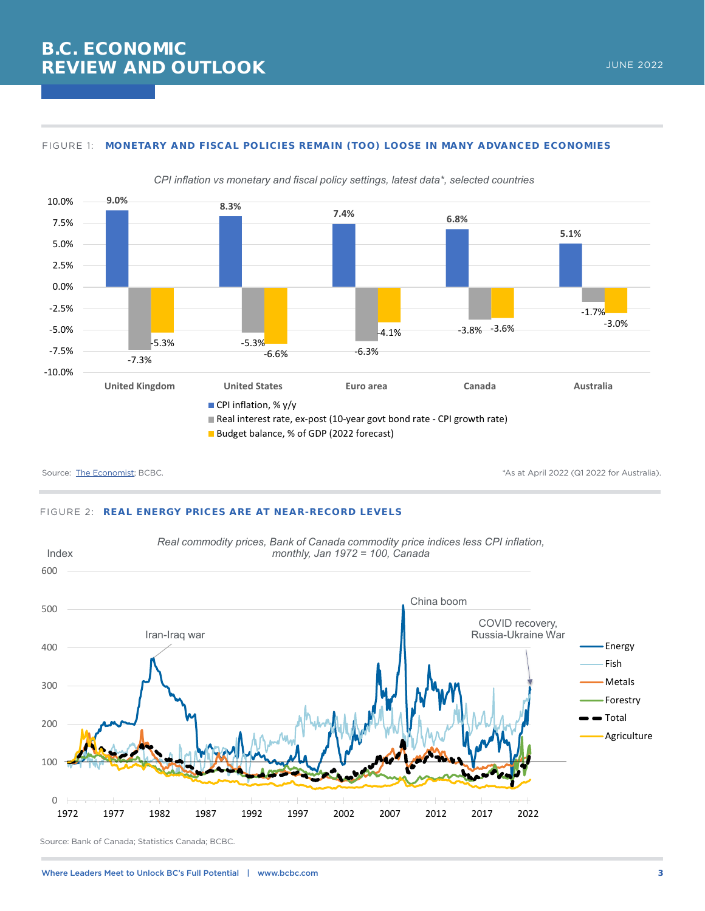FIGURE 1: **MONETARY AND FISCAL POLICIES REMAIN (TOO) LOOSE IN MANY ADVANCED ECONOMIES**

*CPI inflation vs monetary and fiscal policy settings, latest data*, selected countries*

| | United Kingdom | United States | Euro area | Canada | Australia |
|---|---|---|---|---|---|
| CPI inflation, % y/y | 9.0% | 8.3% | 7.4% | 6.8% | 5.1% |
| Real interest rate, ex-post (10-year govt bond rate - CPI growth rate) | -7.3% | -5.3% | -6.3% | -3.8% | -1.7% |
| Budget balance, % of GDP (2022 forecast) | -5.3% | -6.6% | -4.1% | -3.6% | -3.0% |

Source: The Economist; BCBC.

*As at April 2022 (Q1 2022 for Australia).

FIGURE 2: **REAL ENERGY PRICES ARE AT NEAR-RECORD LEVELS**

*Real commodity prices, Bank of Canada commodity price indices less CPI inflation, monthly, Jan 1972 = 100, Canada*

Source: Bank of Canada; Statistics Canada; BCBC.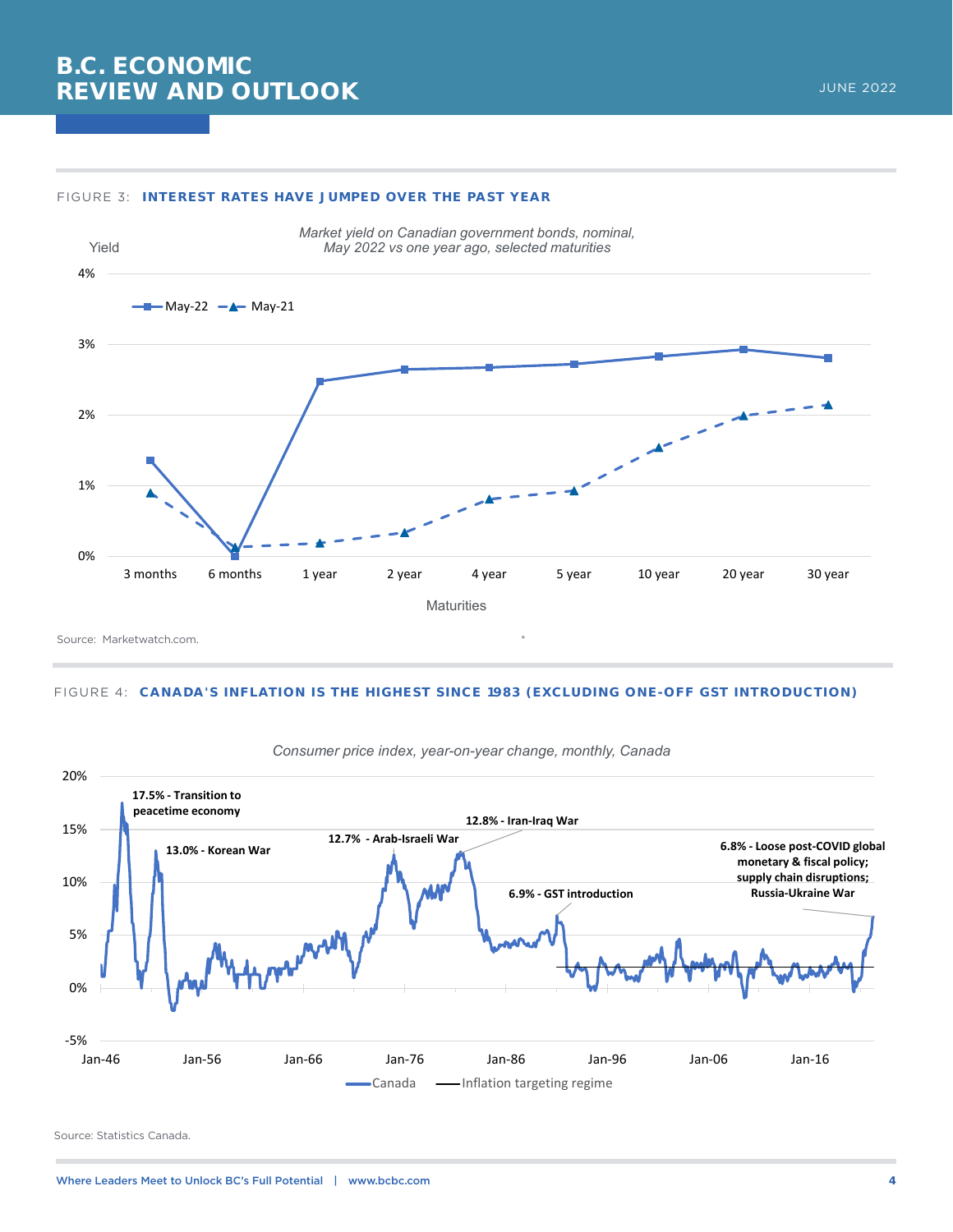FIGURE 3: **INTEREST RATES HAVE JUMPED OVER THE PAST YEAR**

*Market yield on Canadian government bonds, nominal, May 2022 vs one year ago, selected maturities*

Yield

4%

May-22 May-21

3%

2%

1%

0%

3 months 6 months 1 year 2 year 4 year 5 year 10 year 20 year 30 year

Maturities

Source: Marketwatch.com.

FIGURE 4: **CANADA'S INFLATION IS THE HIGHEST SINCE 1983 (EXCLUDING ONE-OFF GST INTRODUCTION)**

*Consumer price index, year-on-year change, monthly, Canada*

20%

15%

10%

5%

0%

-5%

**17.5% - Transition to peacetime economy**

**13.0% - Korean War**

**12.7% - Arab-Israeli War**

**12.8% - Iran-Iraq War**

**6.9% - GST introduction**

**6.8% - Loose post-COVID global monetary & fiscal policy; supply chain disruptions; Russia-Ukraine War**

Jan-46 Jan-56 Jan-66 Jan-76 Jan-86 Jan-96 Jan-06 Jan-16

Canada — Inflation targeting regime

Source: Statistics Canada.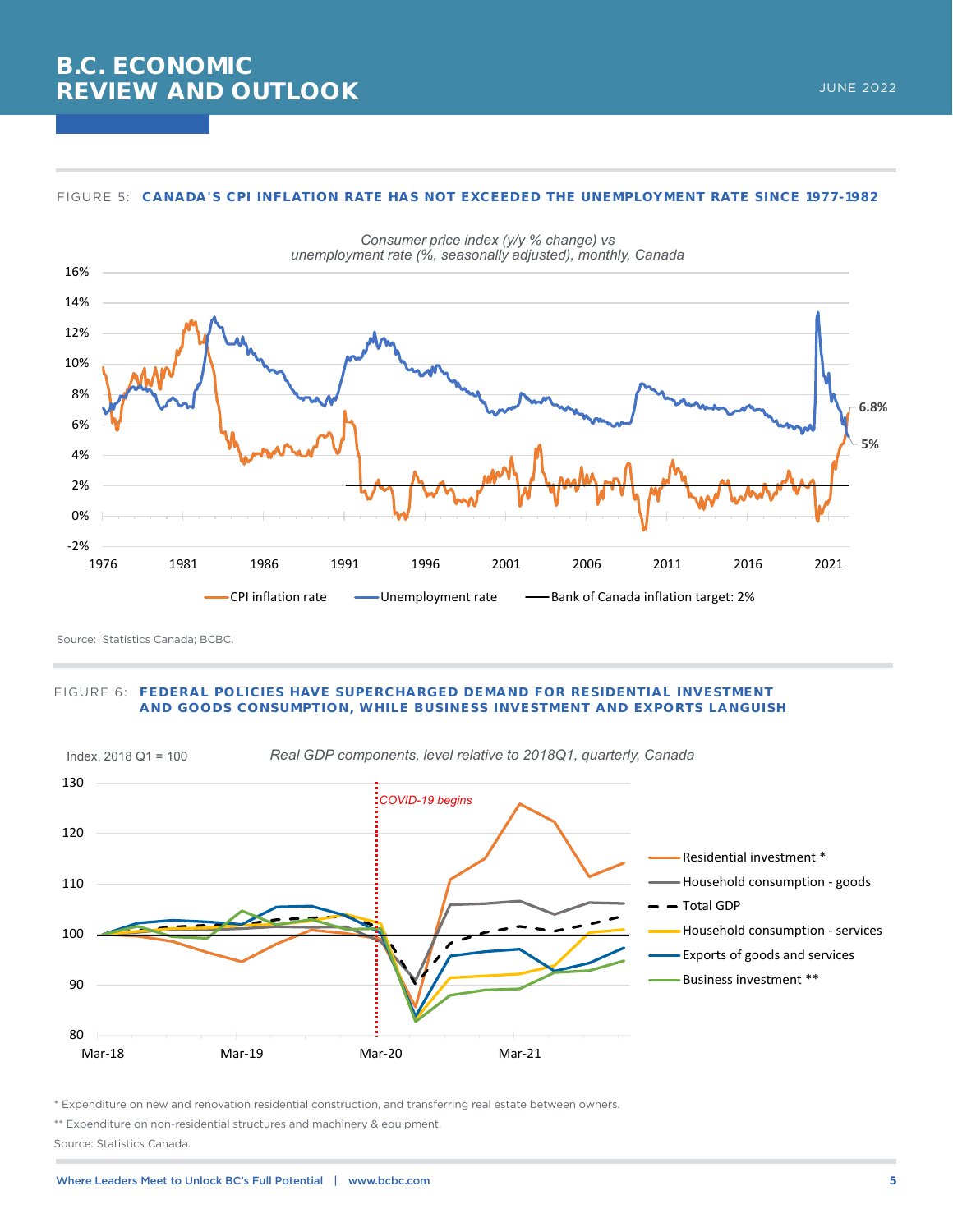FIGURE 5: **CANADA'S CPI INFLATION RATE HAS NOT EXCEEDED THE UNEMPLOYMENT RATE SINCE 1977-1982**

*Consumer price index (y/y % change) vs unemployment rate (%, seasonally adjusted), monthly, Canada*

Legend: CPI inflation rate; Unemployment rate; Bank of Canada inflation target: 2%

Latest values: CPI inflation rate 6.8%; Unemployment rate 5%

Source: Statistics Canada; BCBC.

FIGURE 6: **FEDERAL POLICIES HAVE SUPERCHARGED DEMAND FOR RESIDENTIAL INVESTMENT AND GOODS CONSUMPTION, WHILE BUSINESS INVESTMENT AND EXPORTS LANGUISH**

*Real GDP components, level relative to 2018Q1, quarterly, Canada*

Index, 2018 Q1 = 100

COVID-19 begins (Mar-20)

Legend: Residential investment *; Household consumption - goods; Total GDP; Household consumption - services; Exports of goods and services; Business investment **

\* Expenditure on new and renovation residential construction, and transferring real estate between owners.

\*\* Expenditure on non-residential structures and machinery & equipment.

Source: Statistics Canada.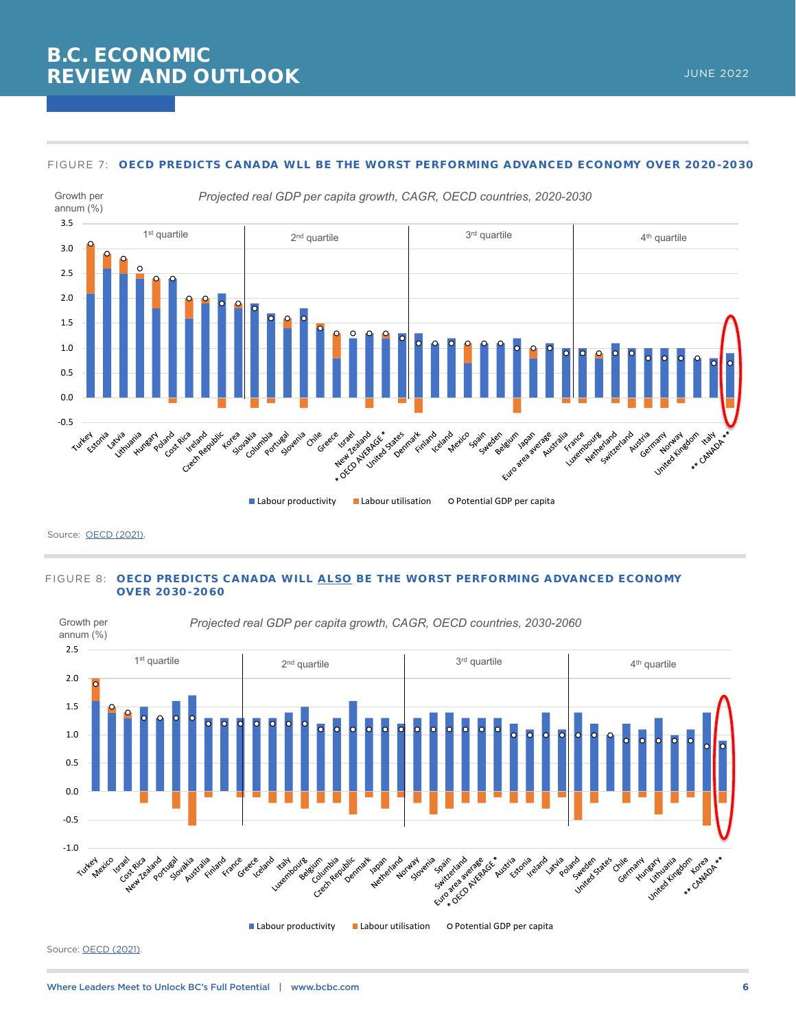FIGURE 7: **OECD PREDICTS CANADA WLL BE THE WORST PERFORMING ADVANCED ECONOMY OVER 2020-2030**

*Projected real GDP per capita growth, CAGR, OECD countries, 2020-2030*

Source: OECD (2021).

FIGURE 8: **OECD PREDICTS CANADA WILL ALSO BE THE WORST PERFORMING ADVANCED ECONOMY OVER 2030-2060**

*Projected real GDP per capita growth, CAGR, OECD countries, 2030-2060*

Source: OECD (2021).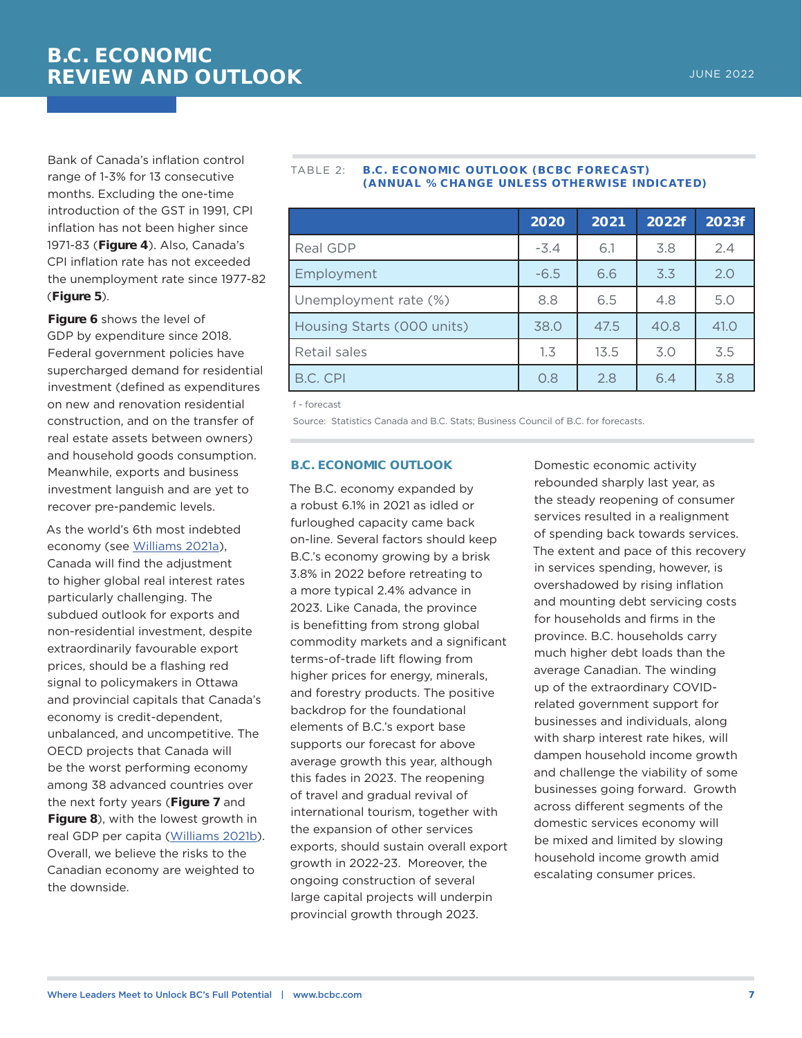Bank of Canada's inflation control range of 1-3% for 13 consecutive months. Excluding the one-time introduction of the GST in 1991, CPI inflation has not been higher since 1971-83 (**Figure 4**). Also, Canada's CPI inflation rate has not exceeded the unemployment rate since 1977-82 (**Figure 5**).

**Figure 6** shows the level of GDP by expenditure since 2018. Federal government policies have supercharged demand for residential investment (defined as expenditures on new and renovation residential construction, and on the transfer of real estate assets between owners) and household goods consumption. Meanwhile, exports and business investment languish and are yet to recover pre-pandemic levels.

As the world's 6th most indebted economy (see Williams 2021a), Canada will find the adjustment to higher global real interest rates particularly challenging. The subdued outlook for exports and non-residential investment, despite extraordinarily favourable export prices, should be a flashing red signal to policymakers in Ottawa and provincial capitals that Canada's economy is credit-dependent, unbalanced, and uncompetitive. The OECD projects that Canada will be the worst performing economy among 38 advanced countries over the next forty years (**Figure 7** and **Figure 8**), with the lowest growth in real GDP per capita (Williams 2021b). Overall, we believe the risks to the Canadian economy are weighted to the downside.

TABLE 2: **B.C. ECONOMIC OUTLOOK (BCBC FORECAST) (ANNUAL % CHANGE UNLESS OTHERWISE INDICATED)**

| | 2020 | 2021 | 2022f | 2023f |
|---|---|---|---|---|
| Real GDP | -3.4 | 6.1 | 3.8 | 2.4 |
| Employment | -6.5 | 6.6 | 3.3 | 2.0 |
| Unemployment rate (%) | 8.8 | 6.5 | 4.8 | 5.0 |
| Housing Starts (000 units) | 38.0 | 47.5 | 40.8 | 41.0 |
| Retail sales | 1.3 | 13.5 | 3.0 | 3.5 |
| B.C. CPI | 0.8 | 2.8 | 6.4 | 3.8 |

f - forecast

Source: Statistics Canada and B.C. Stats; Business Council of B.C. for forecasts.

## B.C. ECONOMIC OUTLOOK

The B.C. economy expanded by a robust 6.1% in 2021 as idled or furloughed capacity came back on-line. Several factors should keep B.C.'s economy growing by a brisk 3.8% in 2022 before retreating to a more typical 2.4% advance in 2023. Like Canada, the province is benefitting from strong global commodity markets and a significant terms-of-trade lift flowing from higher prices for energy, minerals, and forestry products. The positive backdrop for the foundational elements of B.C.'s export base supports our forecast for above average growth this year, although this fades in 2023. The reopening of travel and gradual revival of international tourism, together with the expansion of other services exports, should sustain overall export growth in 2022-23. Moreover, the ongoing construction of several large capital projects will underpin provincial growth through 2023.

Domestic economic activity rebounded sharply last year, as the steady reopening of consumer services resulted in a realignment of spending back towards services. The extent and pace of this recovery in services spending, however, is overshadowed by rising inflation and mounting debt servicing costs for households and firms in the province. B.C. households carry much higher debt loads than the average Canadian. The winding up of the extraordinary COVID-related government support for businesses and individuals, along with sharp interest rate hikes, will dampen household income growth and challenge the viability of some businesses going forward. Growth across different segments of the domestic services economy will be mixed and limited by slowing household income growth amid escalating consumer prices.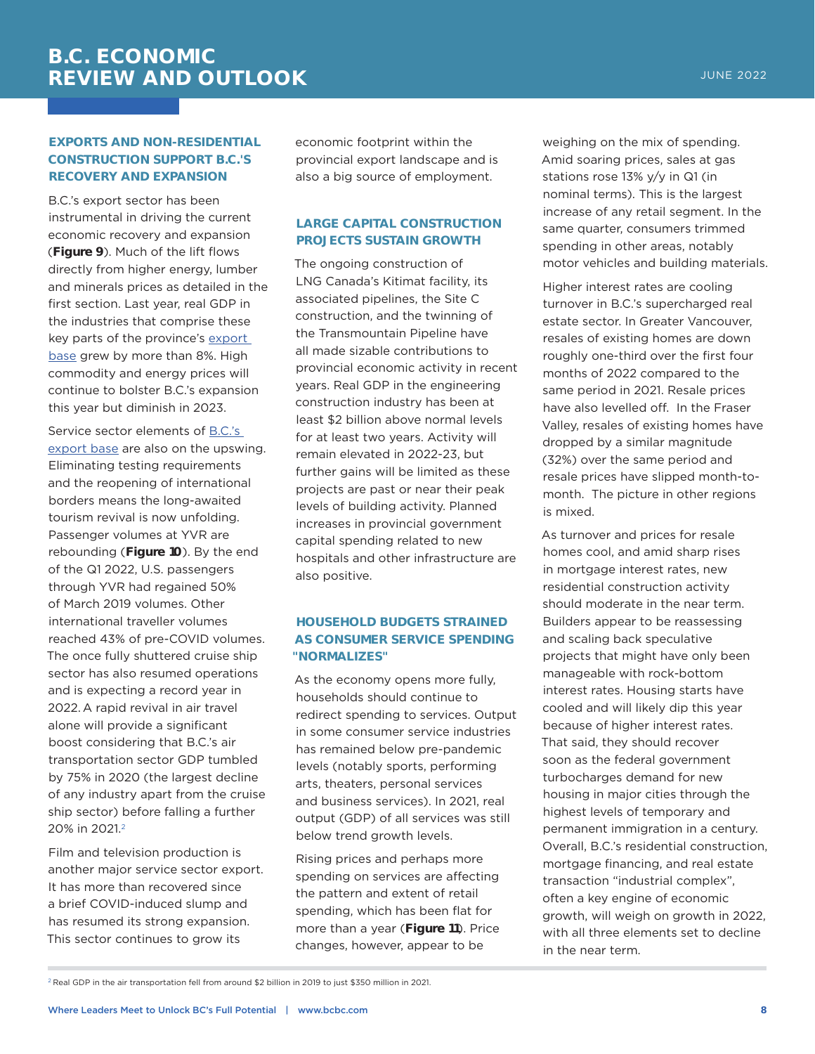## EXPORTS AND NON-RESIDENTIAL CONSTRUCTION SUPPORT B.C.'S RECOVERY AND EXPANSION

B.C.'s export sector has been instrumental in driving the current economic recovery and expansion (**Figure 9**). Much of the lift flows directly from higher energy, lumber and minerals prices as detailed in the first section. Last year, real GDP in the industries that comprise these key parts of the province's export base grew by more than 8%. High commodity and energy prices will continue to bolster B.C.'s expansion this year but diminish in 2023.

Service sector elements of B.C.'s export base are also on the upswing. Eliminating testing requirements and the reopening of international borders means the long-awaited tourism revival is now unfolding. Passenger volumes at YVR are rebounding (**Figure 10**). By the end of the Q1 2022, U.S. passengers through YVR had regained 50% of March 2019 volumes. Other international traveller volumes reached 43% of pre-COVID volumes. The once fully shuttered cruise ship sector has also resumed operations and is expecting a record year in 2022. A rapid revival in air travel alone will provide a significant boost considering that B.C.'s air transportation sector GDP tumbled by 75% in 2020 (the largest decline of any industry apart from the cruise ship sector) before falling a further 20% in 2021.[2]

Film and television production is another major service sector export. It has more than recovered since a brief COVID-induced slump and has resumed its strong expansion. This sector continues to grow its economic footprint within the provincial export landscape and is also a big source of employment.

## LARGE CAPITAL CONSTRUCTION PROJECTS SUSTAIN GROWTH

The ongoing construction of LNG Canada's Kitimat facility, its associated pipelines, the Site C construction, and the twinning of the Transmountain Pipeline have all made sizable contributions to provincial economic activity in recent years. Real GDP in the engineering construction industry has been at least $2 billion above normal levels for at least two years. Activity will remain elevated in 2022-23, but further gains will be limited as these projects are past or near their peak levels of building activity. Planned increases in provincial government capital spending related to new hospitals and other infrastructure are also positive.

## HOUSEHOLD BUDGETS STRAINED AS CONSUMER SERVICE SPENDING "NORMALIZES"

As the economy opens more fully, households should continue to redirect spending to services. Output in some consumer service industries has remained below pre-pandemic levels (notably sports, performing arts, theaters, personal services and business services). In 2021, real output (GDP) of all services was still below trend growth levels.

Rising prices and perhaps more spending on services are affecting the pattern and extent of retail spending, which has been flat for more than a year (**Figure 11**). Price changes, however, appear to be weighing on the mix of spending. Amid soaring prices, sales at gas stations rose 13% y/y in Q1 (in nominal terms). This is the largest increase of any retail segment. In the same quarter, consumers trimmed spending in other areas, notably motor vehicles and building materials.

Higher interest rates are cooling turnover in B.C.'s supercharged real estate sector. In Greater Vancouver, resales of existing homes are down roughly one-third over the first four months of 2022 compared to the same period in 2021. Resale prices have also levelled off. In the Fraser Valley, resales of existing homes have dropped by a similar magnitude (32%) over the same period and resale prices have slipped month-to-month. The picture in other regions is mixed.

As turnover and prices for resale homes cool, and amid sharp rises in mortgage interest rates, new residential construction activity should moderate in the near term. Builders appear to be reassessing and scaling back speculative projects that might have only been manageable with rock-bottom interest rates. Housing starts have cooled and will likely dip this year because of higher interest rates. That said, they should recover soon as the federal government turbocharges demand for new housing in major cities through the highest levels of temporary and permanent immigration in a century. Overall, B.C.'s residential construction, mortgage financing, and real estate transaction "industrial complex", often a key engine of economic growth, will weigh on growth in 2022, with all three elements set to decline in the near term.

---

[2] Real GDP in the air transportation fell from around $2 billion in 2019 to just $350 million in 2021.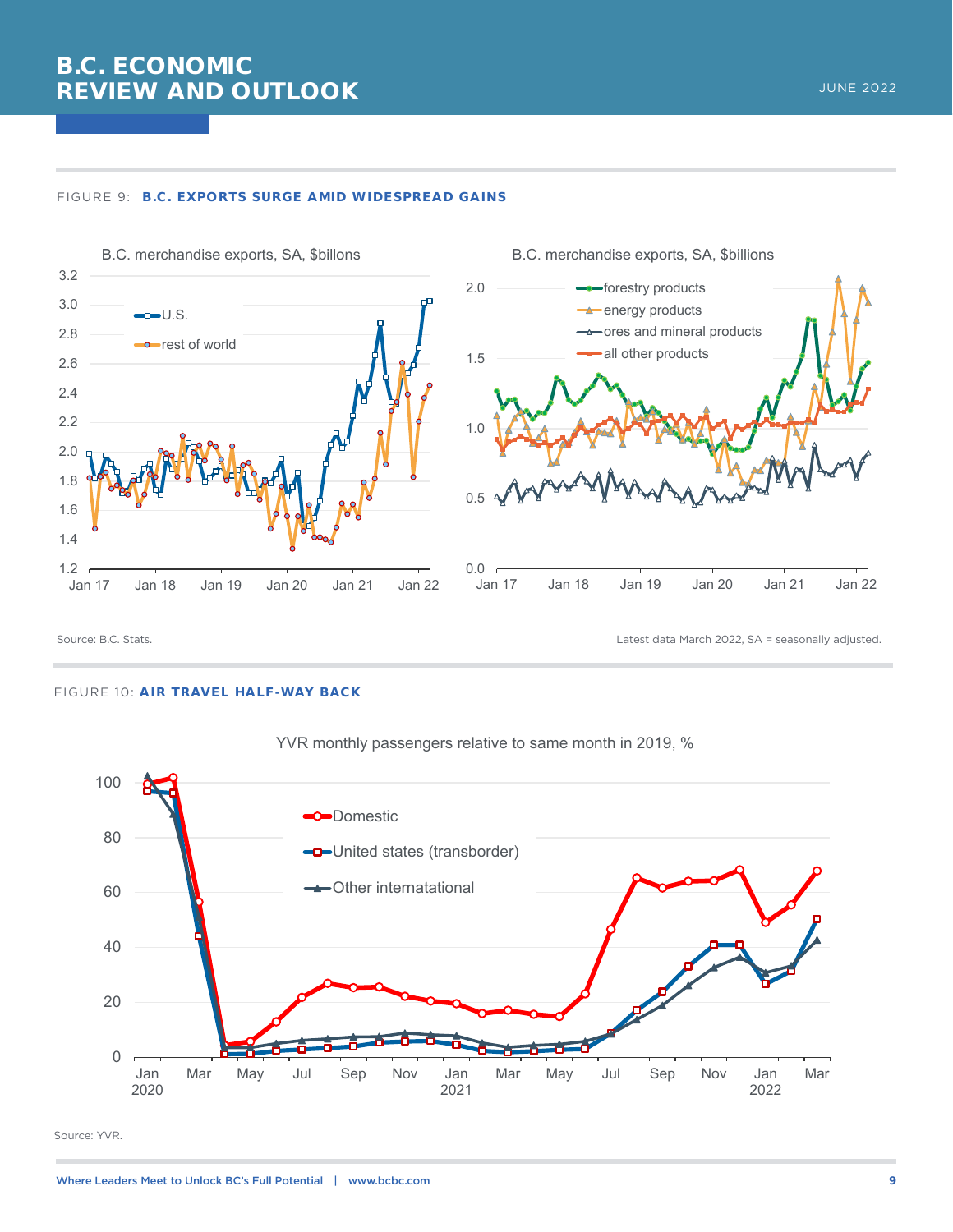FIGURE 9: **B.C. EXPORTS SURGE AMID WIDESPREAD GAINS**

B.C. merchandise exports, SA, $billons

B.C. merchandise exports, SA, $billions

Source: B.C. Stats.

Latest data March 2022, SA = seasonally adjusted.

FIGURE 10: **AIR TRAVEL HALF-WAY BACK**

YVR monthly passengers relative to same month in 2019, %

Source: YVR.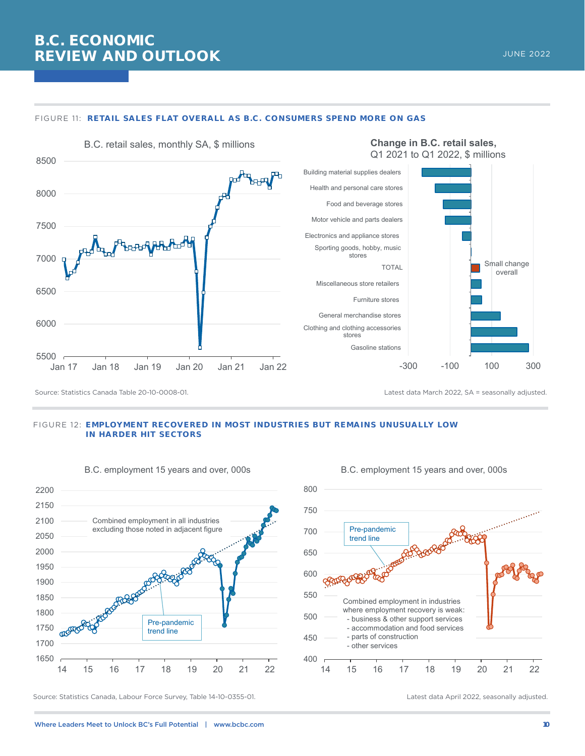FIGURE 11: **RETAIL SALES FLAT OVERALL AS B.C. CONSUMERS SPEND MORE ON GAS**

B.C. retail sales, monthly SA, $ millions

**Change in B.C. retail sales,** Q1 2021 to Q1 2022, $ millions

- Building material supplies dealers
- Health and personal care stores
- Food and beverage stores
- Motor vehicle and parts dealers
- Electronics and appliance stores
- Sporting goods, hobby, music stores
- TOTAL
- Miscellaneous store retailers
- Furniture stores
- General merchandise stores
- Clothing and clothing accessories stores
- Gasoline stations

Small change overall

Source: Statistics Canada Table 20-10-0008-01.

Latest data March 2022, SA = seasonally adjusted.

FIGURE 12: **EMPLOYMENT RECOVERED IN MOST INDUSTRIES BUT REMAINS UNUSUALLY LOW IN HARDER HIT SECTORS**

B.C. employment 15 years and over, 000s

Combined employment in all industries excluding those noted in adjacent figure

Pre-pandemic trend line

B.C. employment 15 years and over, 000s

Pre-pandemic trend line

Combined employment in industries where employment recovery is weak:
- business & other support services
- accommodation and food services
- parts of construction
- other services

Source: Statistics Canada, Labour Force Survey, Table 14-10-0355-01.

Latest data April 2022, seasonally adjusted.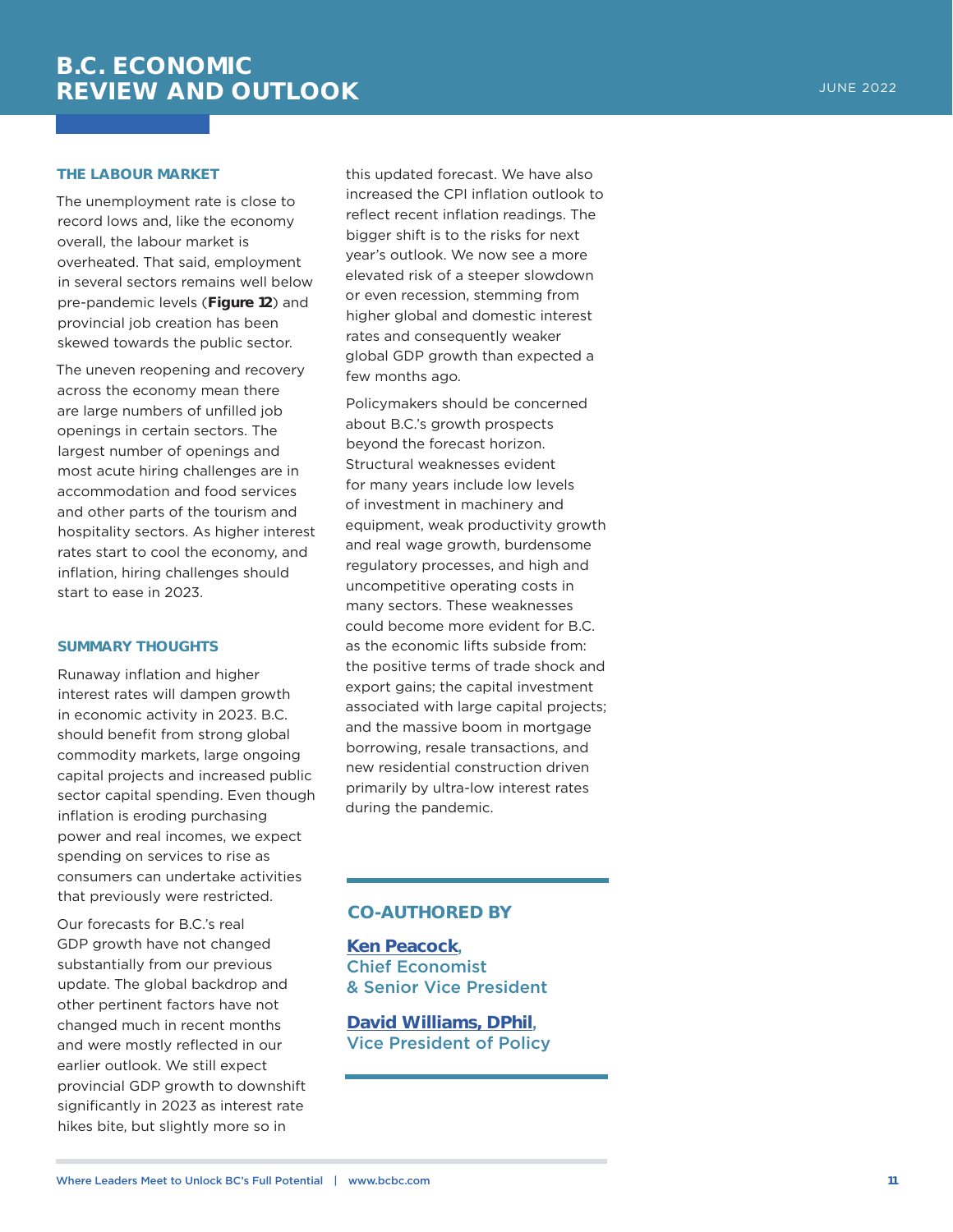### THE LABOUR MARKET

The unemployment rate is close to record lows and, like the economy overall, the labour market is overheated. That said, employment in several sectors remains well below pre-pandemic levels (**Figure 12**) and provincial job creation has been skewed towards the public sector.

The uneven reopening and recovery across the economy mean there are large numbers of unfilled job openings in certain sectors. The largest number of openings and most acute hiring challenges are in accommodation and food services and other parts of the tourism and hospitality sectors. As higher interest rates start to cool the economy, and inflation, hiring challenges should start to ease in 2023.

### SUMMARY THOUGHTS

Runaway inflation and higher interest rates will dampen growth in economic activity in 2023. B.C. should benefit from strong global commodity markets, large ongoing capital projects and increased public sector capital spending. Even though inflation is eroding purchasing power and real incomes, we expect spending on services to rise as consumers can undertake activities that previously were restricted.

Our forecasts for B.C.'s real GDP growth have not changed substantially from our previous update. The global backdrop and other pertinent factors have not changed much in recent months and were mostly reflected in our earlier outlook. We still expect provincial GDP growth to downshift significantly in 2023 as interest rate hikes bite, but slightly more so in this updated forecast. We have also increased the CPI inflation outlook to reflect recent inflation readings. The bigger shift is to the risks for next year's outlook. We now see a more elevated risk of a steeper slowdown or even recession, stemming from higher global and domestic interest rates and consequently weaker global GDP growth than expected a few months ago.

Policymakers should be concerned about B.C.'s growth prospects beyond the forecast horizon. Structural weaknesses evident for many years include low levels of investment in machinery and equipment, weak productivity growth and real wage growth, burdensome regulatory processes, and high and uncompetitive operating costs in many sectors. These weaknesses could become more evident for B.C. as the economic lifts subside from: the positive terms of trade shock and export gains; the capital investment associated with large capital projects; and the massive boom in mortgage borrowing, resale transactions, and new residential construction driven primarily by ultra-low interest rates during the pandemic.

### CO-AUTHORED BY

**Ken Peacock**,
Chief Economist
& Senior Vice President

**David Williams, DPhil**,
Vice President of Policy